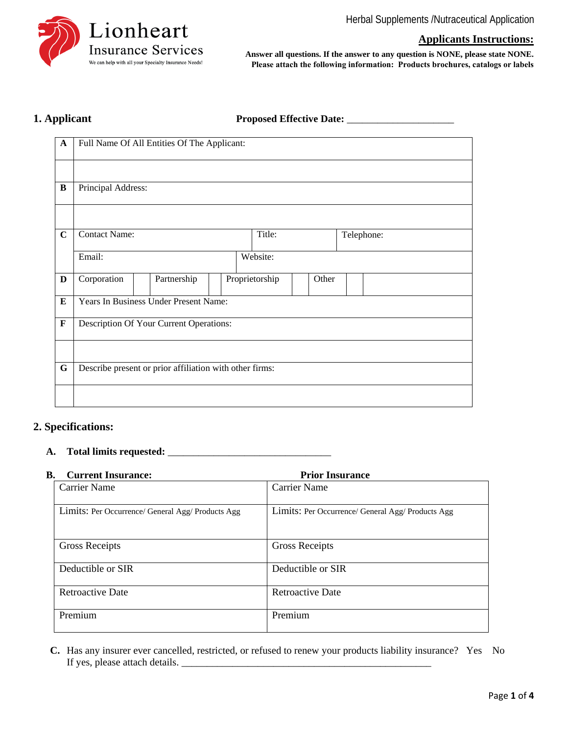Lionheart Insurance Services
We can help with all your Specialty Insurance Needs!

Herbal Supplements /Nutraceutical Application

**Applicants Instructions:**

**Answer all questions. If the answer to any question is NONE, please state NONE.**
**Please attach the following information: Products brochures, catalogs or labels**

## 1. Applicant

**Proposed Effective Date:** ____________________

| | | | | | | | | |
|---|---|---|---|---|---|---|---|---|
| **A** | Full Name Of All Entities Of The Applicant: | | | | | | | |
| | | | | | | | | |
| **B** | Principal Address: | | | | | | | |
| | | | | | | | | |
| **C** | Contact Name: | | | Title: | | Telephone: | | |
| | Email: | | | Website: | | | | |
| **D** | Corporation | | Partnership | | Proprietorship | | Other | |
| **E** | Years In Business Under Present Name: | | | | | | | |
| **F** | Description Of Your Current Operations: | | | | | | | |
| | | | | | | | | |
| **G** | Describe present or prior affiliation with other firms: | | | | | | | |
| | | | | | | | | |

## 2. Specifications:

**A. Total limits requested:** ______________________________

**B. Current Insurance:**

| Current Insurance | Prior Insurance |
|---|---|
| Carrier Name | Carrier Name |
| Limits: Per Occurrence/ General Agg/ Products Agg | Limits: Per Occurrence/ General Agg/ Products Agg |
| Gross Receipts | Gross Receipts |
| Deductible or SIR | Deductible or SIR |
| Retroactive Date | Retroactive Date |
| Premium | Premium |

**C.** Has any insurer ever cancelled, restricted, or refused to renew your products liability insurance? Yes No
If yes, please attach details. ______________________________________________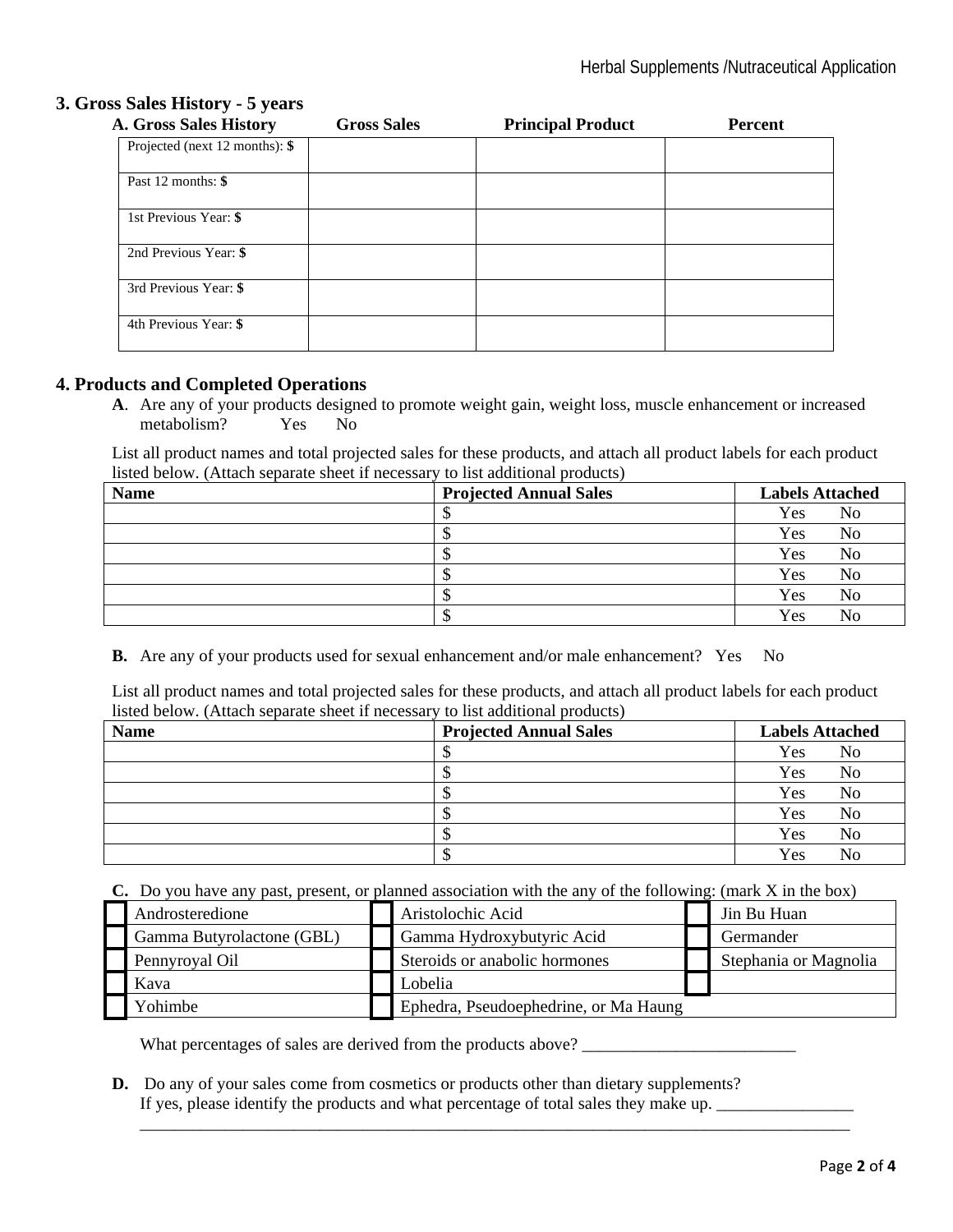### 3. Gross Sales History - 5 years

| A. Gross Sales History | Gross Sales | Principal Product | Percent |
|---|---|---|---|
| Projected (next 12 months): **$** | | | |
| Past 12 months: **$** | | | |
| 1st Previous Year: **$** | | | |
| 2nd Previous Year: **$** | | | |
| 3rd Previous Year: **$** | | | |
| 4th Previous Year: **$** | | | |

### 4. Products and Completed Operations

**A**. Are any of your products designed to promote weight gain, weight loss, muscle enhancement or increased metabolism? Yes No

List all product names and total projected sales for these products, and attach all product labels for each product listed below. (Attach separate sheet if necessary to list additional products)

| Name | Projected Annual Sales | Labels Attached |
|---|---|---|
| | $ | Yes No |
| | $ | Yes No |
| | $ | Yes No |
| | $ | Yes No |
| | $ | Yes No |
| | $ | Yes No |

**B.** Are any of your products used for sexual enhancement and/or male enhancement? Yes No

List all product names and total projected sales for these products, and attach all product labels for each product listed below. (Attach separate sheet if necessary to list additional products)

| Name | Projected Annual Sales | Labels Attached |
|---|---|---|
| | $ | Yes No |
| | $ | Yes No |
| | $ | Yes No |
| | $ | Yes No |
| | $ | Yes No |
| | $ | Yes No |

**C.** Do you have any past, present, or planned association with the any of the following: (mark X in the box)

| | | | | | |
|---|---|---|---|---|---|
| ☐ | Androsteredione | ☐ | Aristolochic Acid | ☐ | Jin Bu Huan |
| ☐ | Gamma Butyrolactone (GBL) | ☐ | Gamma Hydroxybutyric Acid | ☐ | Germander |
| ☐ | Pennyroyal Oil | ☐ | Steroids or anabolic hormones | ☐ | Stephania or Magnolia |
| ☐ | Kava | ☐ | Lobelia | ☐ | |
| ☐ | Yohimbe | ☐ | Ephedra, Pseudoephedrine, or Ma Haung | | |

What percentages of sales are derived from the products above? _________________________

**D.** Do any of your sales come from cosmetics or products other than dietary supplements?
If yes, please identify the products and what percentage of total sales they make up. ________________
_________________________________________________________________________________________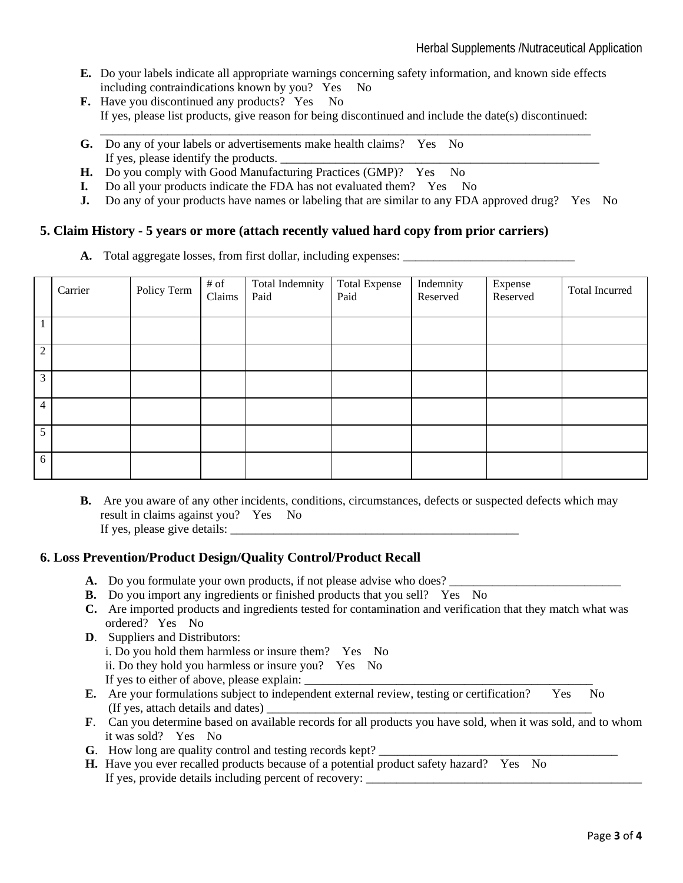**E.** Do your labels indicate all appropriate warnings concerning safety information, and known side effects including contraindications known by you? Yes No

**F.** Have you discontinued any products? Yes No
If yes, please list products, give reason for being discontinued and include the date(s) discontinued:
_______________________________________________________________________________

**G.** Do any of your labels or advertisements make health claims? Yes No
If yes, please identify the products. ______________________________________________________

**H.** Do you comply with Good Manufacturing Practices (GMP)? Yes No

**I.** Do all your products indicate the FDA has not evaluated them? Yes No

**J.** Do any of your products have names or labeling that are similar to any FDA approved drug? Yes No

## 5. Claim History - 5 years or more (attach recently valued hard copy from prior carriers)

**A.** Total aggregate losses, from first dollar, including expenses: ____________________________

| | Carrier | Policy Term | # of Claims | Total Indemnity Paid | Total Expense Paid | Indemnity Reserved | Expense Reserved | Total Incurred |
|---|---|---|---|---|---|---|---|---|
| 1 | | | | | | | | |
| 2 | | | | | | | | |
| 3 | | | | | | | | |
| 4 | | | | | | | | |
| 5 | | | | | | | | |
| 6 | | | | | | | | |

**B.** Are you aware of any other incidents, conditions, circumstances, defects or suspected defects which may result in claims against you? Yes No
If yes, please give details: _________________________________________________

## 6. Loss Prevention/Product Design/Quality Control/Product Recall

**A.** Do you formulate your own products, if not please advise who does? ____________________________

**B.** Do you import any ingredients or finished products that you sell? Yes No

**C.** Are imported products and ingredients tested for contamination and verification that they match what was ordered? Yes No

**D**. Suppliers and Distributors:
i. Do you hold them harmless or insure them? Yes No
ii. Do they hold you harmless or insure you? Yes No
If yes to either of above, please explain: ________________________________________________

**E.** Are your formulations subject to independent external review, testing or certification? Yes No
(If yes, attach details and dates) ________________________________________________________

**F**. Can you determine based on available records for all products you have sold, when it was sold, and to whom it was sold? Yes No

**G**. How long are quality control and testing records kept? ________________________________________

**H.** Have you ever recalled products because of a potential product safety hazard? Yes No
If yes, provide details including percent of recovery: _______________________________________________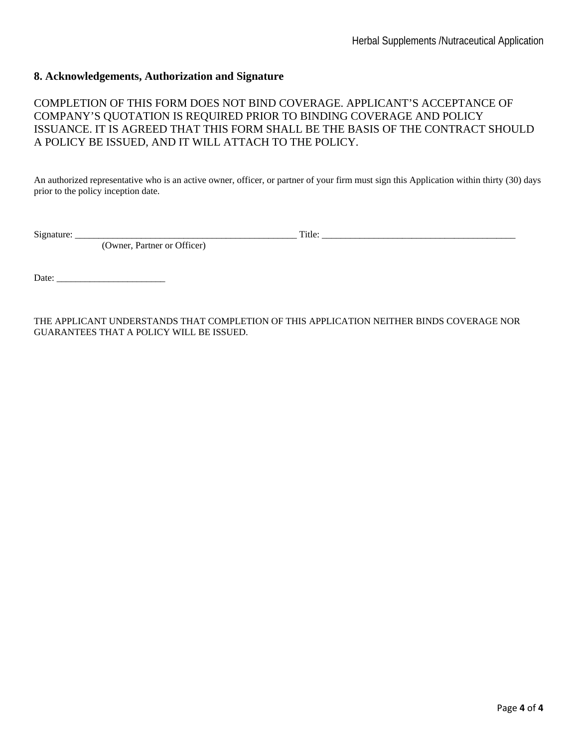### 8. Acknowledgements, Authorization and Signature

COMPLETION OF THIS FORM DOES NOT BIND COVERAGE. APPLICANT'S ACCEPTANCE OF COMPANY'S QUOTATION IS REQUIRED PRIOR TO BINDING COVERAGE AND POLICY ISSUANCE. IT IS AGREED THAT THIS FORM SHALL BE THE BASIS OF THE CONTRACT SHOULD A POLICY BE ISSUED, AND IT WILL ATTACH TO THE POLICY.

An authorized representative who is an active owner, officer, or partner of your firm must sign this Application within thirty (30) days prior to the policy inception date.

Signature: ________________________________________________ Title: __________________________________________
(Owner, Partner or Officer)

Date: _______________________

THE APPLICANT UNDERSTANDS THAT COMPLETION OF THIS APPLICATION NEITHER BINDS COVERAGE NOR GUARANTEES THAT A POLICY WILL BE ISSUED.